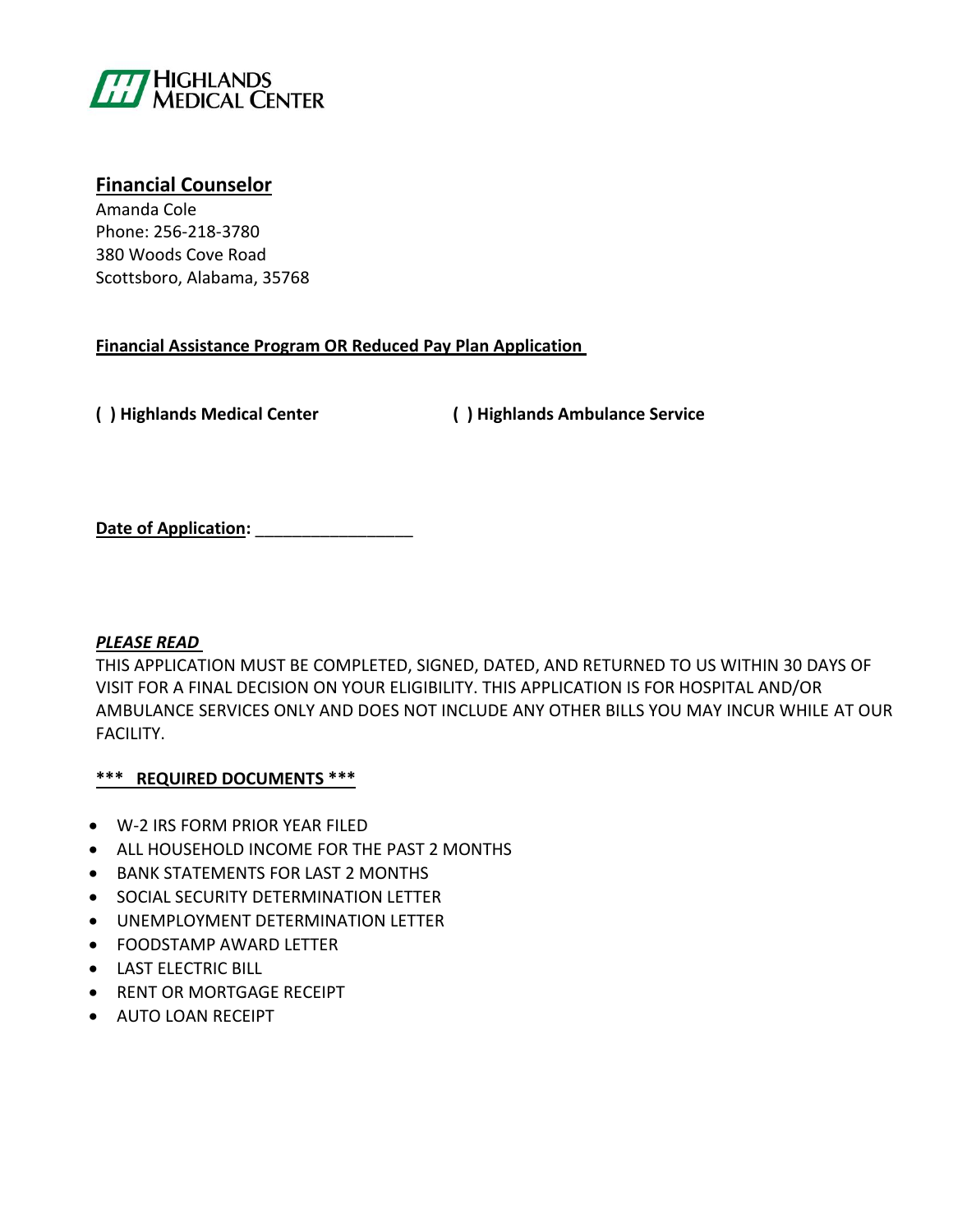HIGHLANDS MEDICAL CENTER

## Financial Counselor

Amanda Cole
Phone: 256-218-3780
380 Woods Cove Road
Scottsboro, Alabama, 35768

**Financial Assistance Program OR Reduced Pay Plan Application**

**( ) Highlands Medical Center** **( ) Highlands Ambulance Service**

**Date of Application:** _________________

***PLEASE READ***

THIS APPLICATION MUST BE COMPLETED, SIGNED, DATED, AND RETURNED TO US WITHIN 30 DAYS OF VISIT FOR A FINAL DECISION ON YOUR ELIGIBILITY. THIS APPLICATION IS FOR HOSPITAL AND/OR AMBULANCE SERVICES ONLY AND DOES NOT INCLUDE ANY OTHER BILLS YOU MAY INCUR WHILE AT OUR FACILITY.

**\*\*\* REQUIRED DOCUMENTS \*\*\***

- W-2 IRS FORM PRIOR YEAR FILED
- ALL HOUSEHOLD INCOME FOR THE PAST 2 MONTHS
- BANK STATEMENTS FOR LAST 2 MONTHS
- SOCIAL SECURITY DETERMINATION LETTER
- UNEMPLOYMENT DETERMINATION LETTER
- FOODSTAMP AWARD LETTER
- LAST ELECTRIC BILL
- RENT OR MORTGAGE RECEIPT
- AUTO LOAN RECEIPT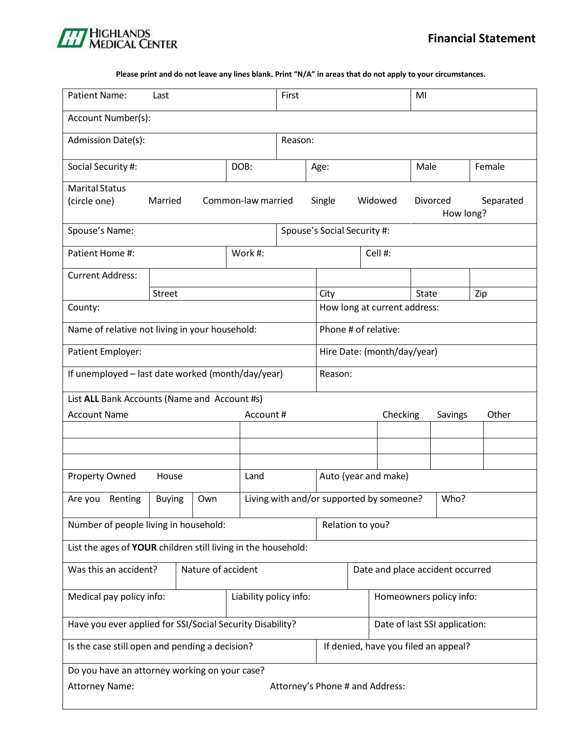HIGHLANDS MEDICAL CENTER

# Financial Statement

**Please print and do not leave any lines blank. Print "N/A" in areas that do not apply to your circumstances.**

| | | | | | |
|---|---|---|---|---|---|
| Patient Name: Last | | First | | MI | |
| Account Number(s): | | | | | |
| Admission Date(s): | | Reason: | | | |
| Social Security #: | DOB: | Age: | | Male | Female |

Marital Status (circle one): Married Common-law married Single Widowed Divorced Separated How long?

| | | | |
|---|---|---|---|
| Spouse's Name: | | Spouse's Social Security #: | |
| Patient Home #: | Work #: | Cell #: | |

| Current Address: | | | | |
|---|---|---|---|---|
| | Street | City | State | Zip |

| | |
|---|---|
| County: | How long at current address: |
| Name of relative not living in your household: | Phone # of relative: |
| Patient Employer: | Hire Date: (month/day/year) |
| If unemployed – last date worked (month/day/year) | Reason: |

List **ALL** Bank Accounts (Name and Account #s)

| Account Name | Account # | Checking | Savings | Other |
|---|---|---|---|---|
| | | | | |
| | | | | |
| | | | | |

| | | |
|---|---|---|
| Property Owned House | Land | Auto (year and make) |

| | | | | |
|---|---|---|---|---|
| Are you Renting | Buying | Own | Living with and/or supported by someone? | Who? |

| | |
|---|---|
| Number of people living in household: | Relation to you? |

List the ages of **YOUR** children still living in the household:

| | | |
|---|---|---|
| Was this an accident? | Nature of accident | Date and place accident occurred |
| Medical pay policy info: | Liability policy info: | Homeowners policy info: |

| | |
|---|---|
| Have you ever applied for SSI/Social Security Disability? | Date of last SSI application: |
| Is the case still open and pending a decision? | If denied, have you filed an appeal? |

Do you have an attorney working on your case?

Attorney Name: Attorney's Phone # and Address: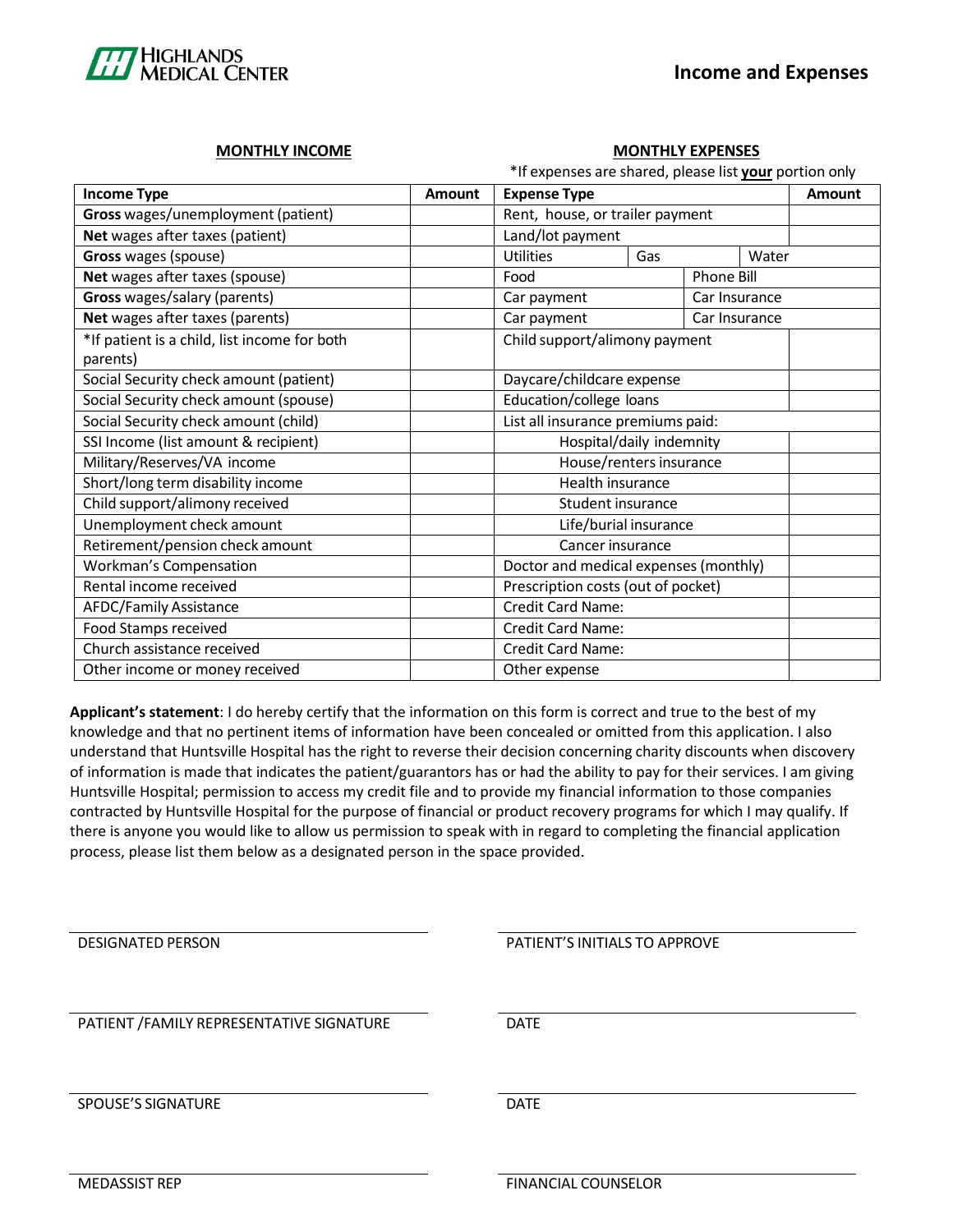**HIGHLANDS MEDICAL CENTER**

# Income and Expenses

| **MONTHLY INCOME** | | **MONTHLY EXPENSES**<br>*If expenses are shared, please list **your** portion only | |
|---|---|---|---|
| **Income Type** | **Amount** | **Expense Type** | **Amount** |
| **Gross** wages/unemployment (patient) | | Rent, house, or trailer payment | |
| **Net** wages after taxes (patient) | | Land/lot payment | |
| **Gross** wages (spouse) | | Utilities / Gas / Water | |
| **Net** wages after taxes (spouse) | | Food / Phone Bill | |
| **Gross** wages/salary (parents) | | Car payment / Car Insurance | |
| **Net** wages after taxes (parents) | | Car payment / Car Insurance | |
| *If patient is a child, list income for both parents) | | Child support/alimony payment | |
| Social Security check amount (patient) | | Daycare/childcare expense | |
| Social Security check amount (spouse) | | Education/college loans | |
| Social Security check amount (child) | | List all insurance premiums paid: | |
| SSI Income (list amount & recipient) | | Hospital/daily indemnity | |
| Military/Reserves/VA income | | House/renters insurance | |
| Short/long term disability income | | Health insurance | |
| Child support/alimony received | | Student insurance | |
| Unemployment check amount | | Life/burial insurance | |
| Retirement/pension check amount | | Cancer insurance | |
| Workman's Compensation | | Doctor and medical expenses (monthly) | |
| Rental income received | | Prescription costs (out of pocket) | |
| AFDC/Family Assistance | | Credit Card Name: | |
| Food Stamps received | | Credit Card Name: | |
| Church assistance received | | Credit Card Name: | |
| Other income or money received | | Other expense | |

**Applicant's statement**: I do hereby certify that the information on this form is correct and true to the best of my knowledge and that no pertinent items of information have been concealed or omitted from this application. I also understand that Huntsville Hospital has the right to reverse their decision concerning charity discounts when discovery of information is made that indicates the patient/guarantors has or had the ability to pay for their services. I am giving Huntsville Hospital; permission to access my credit file and to provide my financial information to those companies contracted by Huntsville Hospital for the purpose of financial or product recovery programs for which I may qualify. If there is anyone you would like to allow us permission to speak with in regard to completing the financial application process, please list them below as a designated person in the space provided.

DESIGNATED PERSON ______________________ PATIENT'S INITIALS TO APPROVE ______________________

PATIENT /FAMILY REPRESENTATIVE SIGNATURE ______________________ DATE ______________________

SPOUSE'S SIGNATURE ______________________ DATE ______________________

MEDASSIST REP ______________________ FINANCIAL COUNSELOR ______________________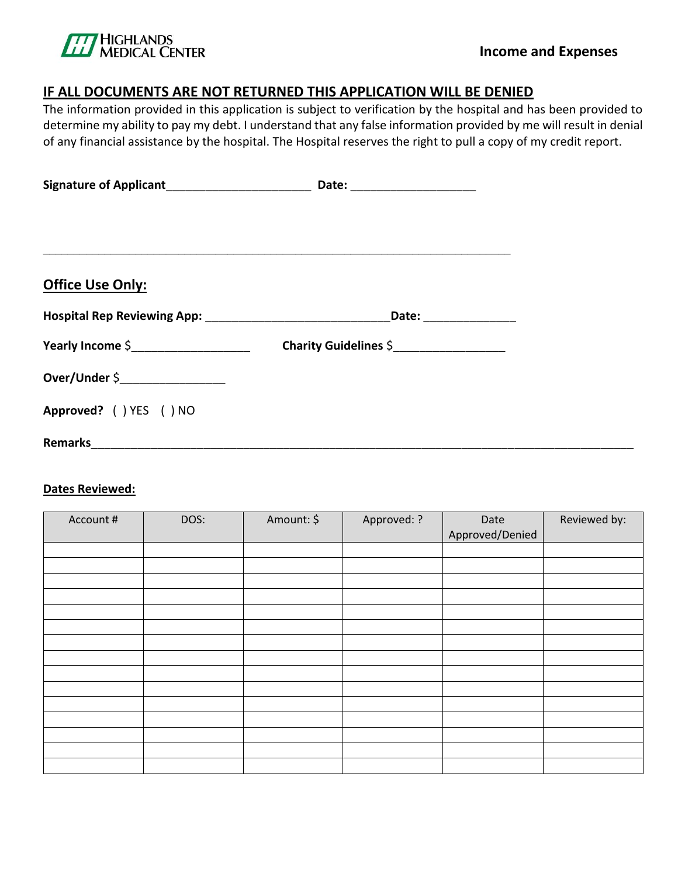HIGHLANDS MEDICAL CENTER

**Income and Expenses**

## IF ALL DOCUMENTS ARE NOT RETURNED THIS APPLICATION WILL BE DENIED

The information provided in this application is subject to verification by the hospital and has been provided to determine my ability to pay my debt. I understand that any false information provided by me will result in denial of any financial assistance by the hospital. The Hospital reserves the right to pull a copy of my credit report.

**Signature of Applicant**______________________ **Date:** ___________________

---

## Office Use Only:

**Hospital Rep Reviewing App:** ____________________________**Date:** ______________

**Yearly Income** $__________________ **Charity Guidelines** $_________________

**Over/Under** $________________

**Approved?** ( ) YES ( ) NO

**Remarks**____________________________________________________________________________

**Dates Reviewed:**

| Account # | DOS: | Amount: $ | Approved: ? | Date Approved/Denied | Reviewed by: |
|---|---|---|---|---|---|
| | | | | | |
| | | | | | |
| | | | | | |
| | | | | | |
| | | | | | |
| | | | | | |
| | | | | | |
| | | | | | |
| | | | | | |
| | | | | | |
| | | | | | |
| | | | | | |
| | | | | | |
| | | | | | |
| | | | | | |